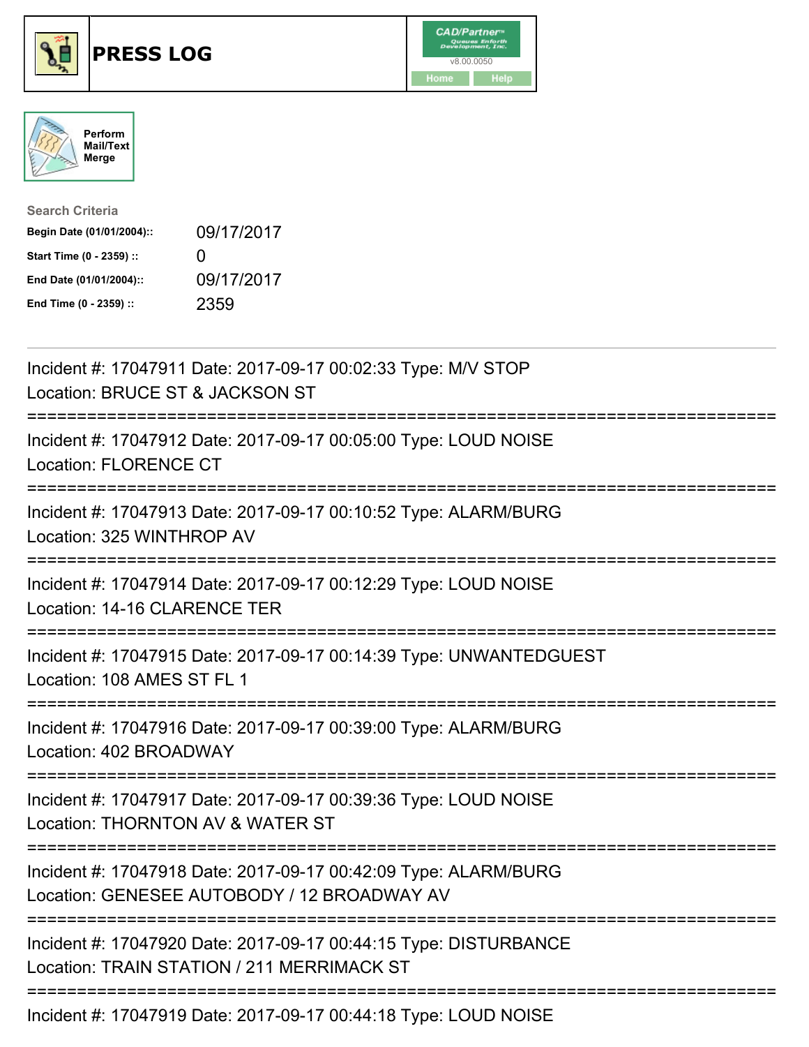# PRESS LOG

CAD/Partner v8.00.0050

Home | Help

Perform Mail/Text Merge

**Search Criteria**

| | |
|---|---|
| **Begin Date (01/01/2004)::** | 09/17/2017 |
| **Start Time (0 - 2359) ::** | 0 |
| **End Date (01/01/2004)::** | 09/17/2017 |
| **End Time (0 - 2359) ::** | 2359 |

---

Incident #: 17047911 Date: 2017-09-17 00:02:33 Type: M/V STOP
Location: BRUCE ST & JACKSON ST

===========================================================================

Incident #: 17047912 Date: 2017-09-17 00:05:00 Type: LOUD NOISE
Location: FLORENCE CT

===========================================================================

Incident #: 17047913 Date: 2017-09-17 00:10:52 Type: ALARM/BURG
Location: 325 WINTHROP AV

===========================================================================

Incident #: 17047914 Date: 2017-09-17 00:12:29 Type: LOUD NOISE
Location: 14-16 CLARENCE TER

===========================================================================

Incident #: 17047915 Date: 2017-09-17 00:14:39 Type: UNWANTEDGUEST
Location: 108 AMES ST FL 1

===========================================================================

Incident #: 17047916 Date: 2017-09-17 00:39:00 Type: ALARM/BURG
Location: 402 BROADWAY

===========================================================================

Incident #: 17047917 Date: 2017-09-17 00:39:36 Type: LOUD NOISE
Location: THORNTON AV & WATER ST

===========================================================================

Incident #: 17047918 Date: 2017-09-17 00:42:09 Type: ALARM/BURG
Location: GENESEE AUTOBODY / 12 BROADWAY AV

===========================================================================

Incident #: 17047920 Date: 2017-09-17 00:44:15 Type: DISTURBANCE
Location: TRAIN STATION / 211 MERRIMACK ST

===========================================================================

Incident #: 17047919 Date: 2017-09-17 00:44:18 Type: LOUD NOISE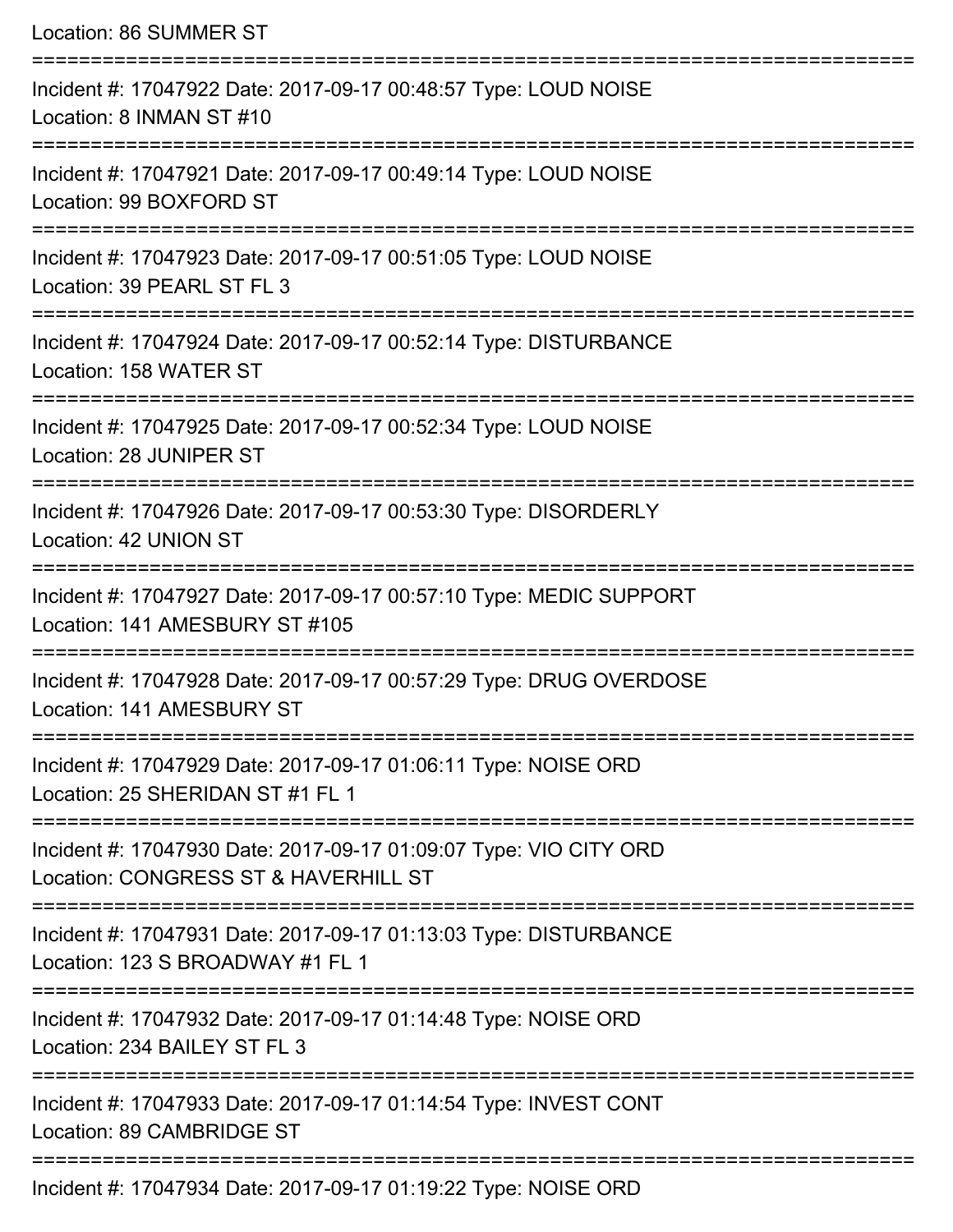Location: 86 SUMMER ST

===========================================================================

Incident #: 17047922 Date: 2017-09-17 00:48:57 Type: LOUD NOISE
Location: 8 INMAN ST #10

===========================================================================

Incident #: 17047921 Date: 2017-09-17 00:49:14 Type: LOUD NOISE
Location: 99 BOXFORD ST

===========================================================================

Incident #: 17047923 Date: 2017-09-17 00:51:05 Type: LOUD NOISE
Location: 39 PEARL ST FL 3

===========================================================================

Incident #: 17047924 Date: 2017-09-17 00:52:14 Type: DISTURBANCE
Location: 158 WATER ST

===========================================================================

Incident #: 17047925 Date: 2017-09-17 00:52:34 Type: LOUD NOISE
Location: 28 JUNIPER ST

===========================================================================

Incident #: 17047926 Date: 2017-09-17 00:53:30 Type: DISORDERLY
Location: 42 UNION ST

===========================================================================

Incident #: 17047927 Date: 2017-09-17 00:57:10 Type: MEDIC SUPPORT
Location: 141 AMESBURY ST #105

===========================================================================

Incident #: 17047928 Date: 2017-09-17 00:57:29 Type: DRUG OVERDOSE
Location: 141 AMESBURY ST

===========================================================================

Incident #: 17047929 Date: 2017-09-17 01:06:11 Type: NOISE ORD
Location: 25 SHERIDAN ST #1 FL 1

===========================================================================

Incident #: 17047930 Date: 2017-09-17 01:09:07 Type: VIO CITY ORD
Location: CONGRESS ST & HAVERHILL ST

===========================================================================

Incident #: 17047931 Date: 2017-09-17 01:13:03 Type: DISTURBANCE
Location: 123 S BROADWAY #1 FL 1

===========================================================================

Incident #: 17047932 Date: 2017-09-17 01:14:48 Type: NOISE ORD
Location: 234 BAILEY ST FL 3

===========================================================================

Incident #: 17047933 Date: 2017-09-17 01:14:54 Type: INVEST CONT
Location: 89 CAMBRIDGE ST

===========================================================================

Incident #: 17047934 Date: 2017-09-17 01:19:22 Type: NOISE ORD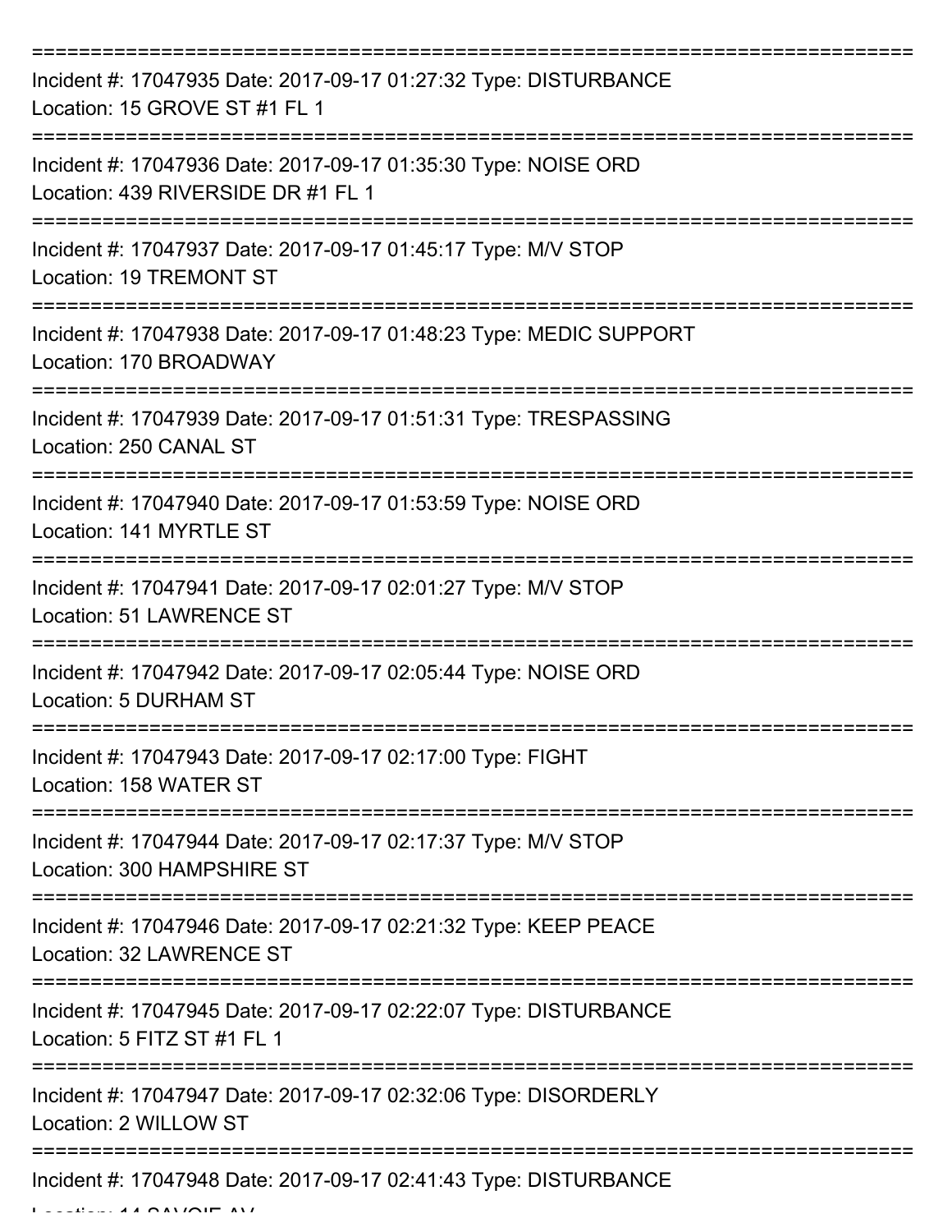===========================================================================

Incident #: 17047935 Date: 2017-09-17 01:27:32 Type: DISTURBANCE
Location: 15 GROVE ST #1 FL 1

===========================================================================

Incident #: 17047936 Date: 2017-09-17 01:35:30 Type: NOISE ORD
Location: 439 RIVERSIDE DR #1 FL 1

===========================================================================

Incident #: 17047937 Date: 2017-09-17 01:45:17 Type: M/V STOP
Location: 19 TREMONT ST

===========================================================================

Incident #: 17047938 Date: 2017-09-17 01:48:23 Type: MEDIC SUPPORT
Location: 170 BROADWAY

===========================================================================

Incident #: 17047939 Date: 2017-09-17 01:51:31 Type: TRESPASSING
Location: 250 CANAL ST

===========================================================================

Incident #: 17047940 Date: 2017-09-17 01:53:59 Type: NOISE ORD
Location: 141 MYRTLE ST

===========================================================================

Incident #: 17047941 Date: 2017-09-17 02:01:27 Type: M/V STOP
Location: 51 LAWRENCE ST

===========================================================================

Incident #: 17047942 Date: 2017-09-17 02:05:44 Type: NOISE ORD
Location: 5 DURHAM ST

===========================================================================

Incident #: 17047943 Date: 2017-09-17 02:17:00 Type: FIGHT
Location: 158 WATER ST

===========================================================================

Incident #: 17047944 Date: 2017-09-17 02:17:37 Type: M/V STOP
Location: 300 HAMPSHIRE ST

===========================================================================

Incident #: 17047946 Date: 2017-09-17 02:21:32 Type: KEEP PEACE
Location: 32 LAWRENCE ST

===========================================================================

Incident #: 17047945 Date: 2017-09-17 02:22:07 Type: DISTURBANCE
Location: 5 FITZ ST #1 FL 1

===========================================================================

Incident #: 17047947 Date: 2017-09-17 02:32:06 Type: DISORDERLY
Location: 2 WILLOW ST

===========================================================================

Incident #: 17047948 Date: 2017-09-17 02:41:43 Type: DISTURBANCE
Location: 14 SAVOIE AV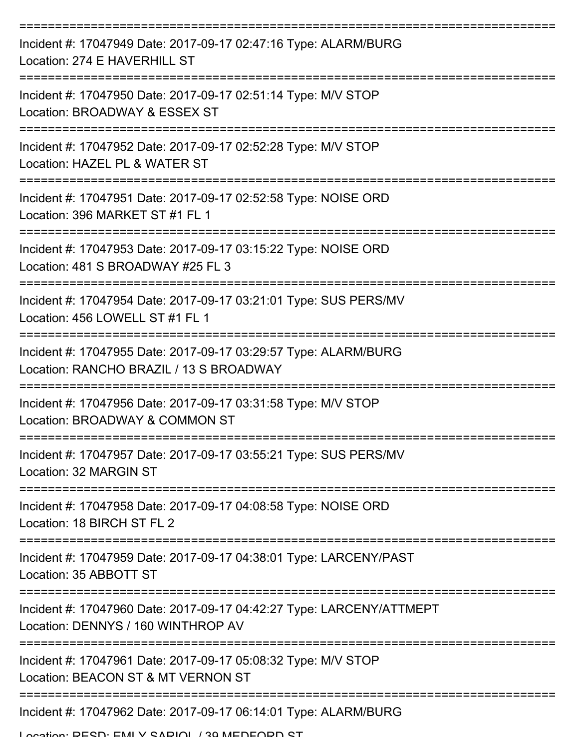===========================================================================

Incident #: 17047949 Date: 2017-09-17 02:47:16 Type: ALARM/BURG
Location: 274 E HAVERHILL ST

===========================================================================

Incident #: 17047950 Date: 2017-09-17 02:51:14 Type: M/V STOP
Location: BROADWAY & ESSEX ST

===========================================================================

Incident #: 17047952 Date: 2017-09-17 02:52:28 Type: M/V STOP
Location: HAZEL PL & WATER ST

===========================================================================

Incident #: 17047951 Date: 2017-09-17 02:52:58 Type: NOISE ORD
Location: 396 MARKET ST #1 FL 1

===========================================================================

Incident #: 17047953 Date: 2017-09-17 03:15:22 Type: NOISE ORD
Location: 481 S BROADWAY #25 FL 3

===========================================================================

Incident #: 17047954 Date: 2017-09-17 03:21:01 Type: SUS PERS/MV
Location: 456 LOWELL ST #1 FL 1

===========================================================================

Incident #: 17047955 Date: 2017-09-17 03:29:57 Type: ALARM/BURG
Location: RANCHO BRAZIL / 13 S BROADWAY

===========================================================================

Incident #: 17047956 Date: 2017-09-17 03:31:58 Type: M/V STOP
Location: BROADWAY & COMMON ST

===========================================================================

Incident #: 17047957 Date: 2017-09-17 03:55:21 Type: SUS PERS/MV
Location: 32 MARGIN ST

===========================================================================

Incident #: 17047958 Date: 2017-09-17 04:08:58 Type: NOISE ORD
Location: 18 BIRCH ST FL 2

===========================================================================

Incident #: 17047959 Date: 2017-09-17 04:38:01 Type: LARCENY/PAST
Location: 35 ABBOTT ST

===========================================================================

Incident #: 17047960 Date: 2017-09-17 04:42:27 Type: LARCENY/ATTMEPT
Location: DENNYS / 160 WINTHROP AV

===========================================================================

Incident #: 17047961 Date: 2017-09-17 05:08:32 Type: M/V STOP
Location: BEACON ST & MT VERNON ST

===========================================================================

Incident #: 17047962 Date: 2017-09-17 06:14:01 Type: ALARM/BURG
Location: RESD; EMILY SARIOL / 39 MEDFORD ST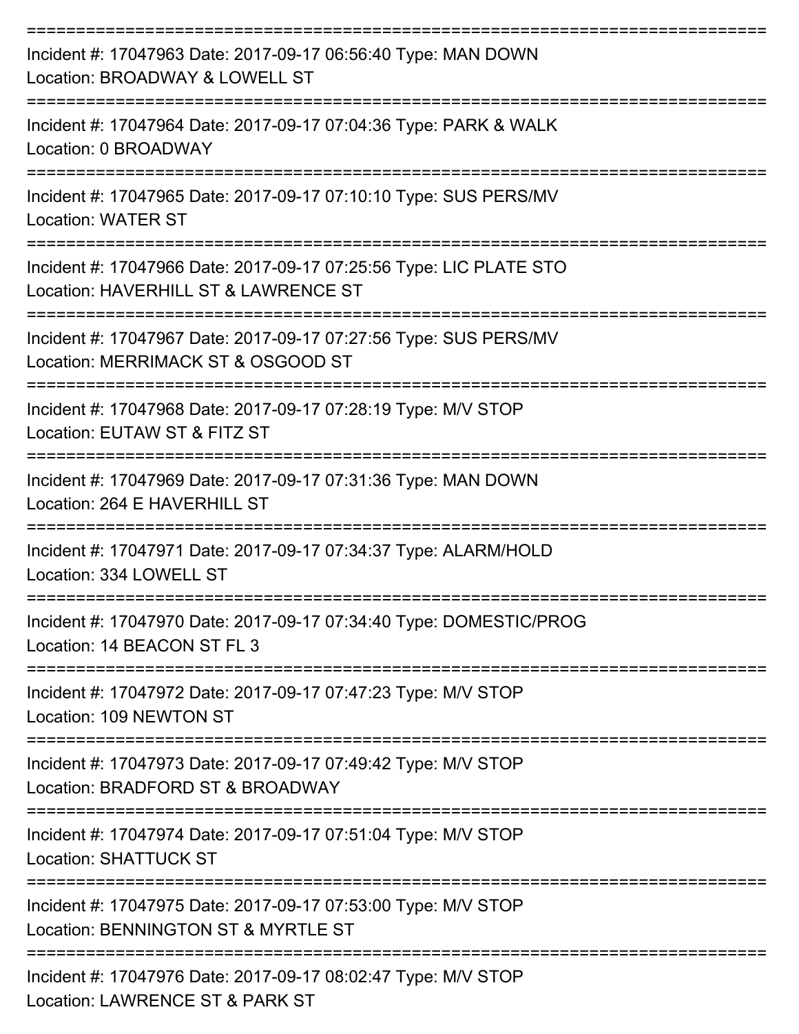===========================================================================

Incident #: 17047963 Date: 2017-09-17 06:56:40 Type: MAN DOWN
Location: BROADWAY & LOWELL ST

===========================================================================

Incident #: 17047964 Date: 2017-09-17 07:04:36 Type: PARK & WALK
Location: 0 BROADWAY

===========================================================================

Incident #: 17047965 Date: 2017-09-17 07:10:10 Type: SUS PERS/MV
Location: WATER ST

===========================================================================

Incident #: 17047966 Date: 2017-09-17 07:25:56 Type: LIC PLATE STO
Location: HAVERHILL ST & LAWRENCE ST

===========================================================================

Incident #: 17047967 Date: 2017-09-17 07:27:56 Type: SUS PERS/MV
Location: MERRIMACK ST & OSGOOD ST

===========================================================================

Incident #: 17047968 Date: 2017-09-17 07:28:19 Type: M/V STOP
Location: EUTAW ST & FITZ ST

===========================================================================

Incident #: 17047969 Date: 2017-09-17 07:31:36 Type: MAN DOWN
Location: 264 E HAVERHILL ST

===========================================================================

Incident #: 17047971 Date: 2017-09-17 07:34:37 Type: ALARM/HOLD
Location: 334 LOWELL ST

===========================================================================

Incident #: 17047970 Date: 2017-09-17 07:34:40 Type: DOMESTIC/PROG
Location: 14 BEACON ST FL 3

===========================================================================

Incident #: 17047972 Date: 2017-09-17 07:47:23 Type: M/V STOP
Location: 109 NEWTON ST

===========================================================================

Incident #: 17047973 Date: 2017-09-17 07:49:42 Type: M/V STOP
Location: BRADFORD ST & BROADWAY

===========================================================================

Incident #: 17047974 Date: 2017-09-17 07:51:04 Type: M/V STOP
Location: SHATTUCK ST

===========================================================================

Incident #: 17047975 Date: 2017-09-17 07:53:00 Type: M/V STOP
Location: BENNINGTON ST & MYRTLE ST

===========================================================================

Incident #: 17047976 Date: 2017-09-17 08:02:47 Type: M/V STOP
Location: LAWRENCE ST & PARK ST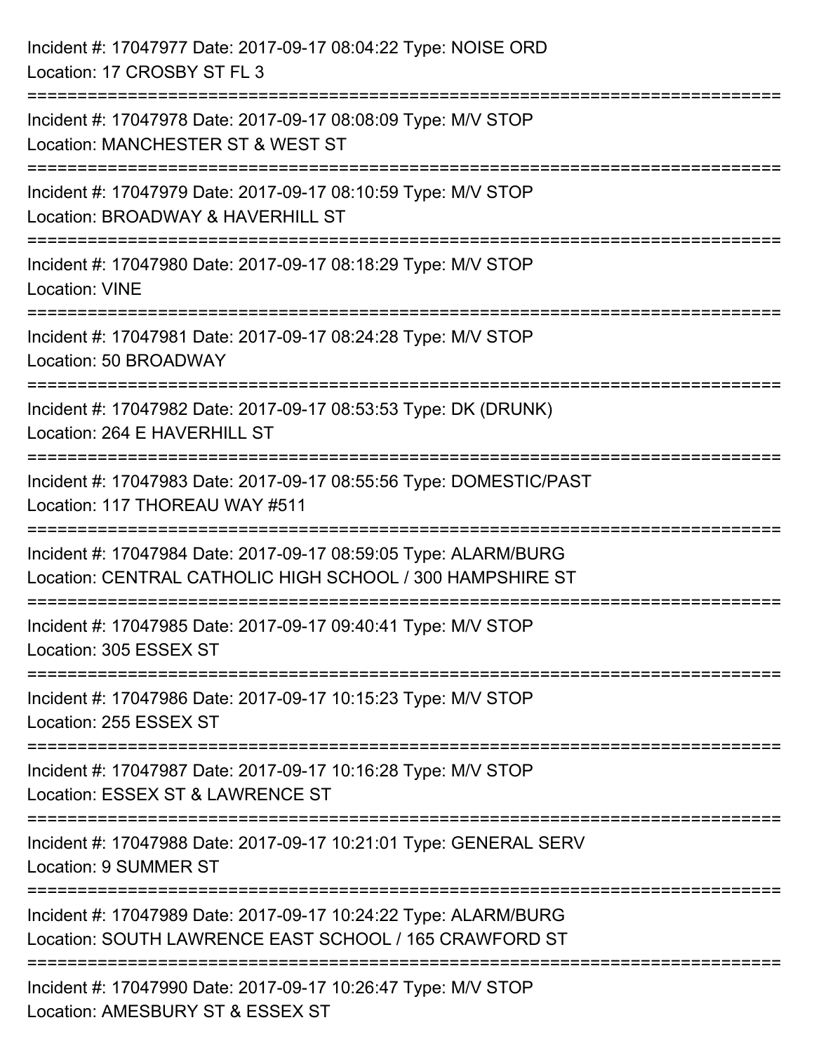Incident #: 17047977 Date: 2017-09-17 08:04:22 Type: NOISE ORD
Location: 17 CROSBY ST FL 3

===========================================================================

Incident #: 17047978 Date: 2017-09-17 08:08:09 Type: M/V STOP
Location: MANCHESTER ST & WEST ST

===========================================================================

Incident #: 17047979 Date: 2017-09-17 08:10:59 Type: M/V STOP
Location: BROADWAY & HAVERHILL ST

===========================================================================

Incident #: 17047980 Date: 2017-09-17 08:18:29 Type: M/V STOP
Location: VINE

===========================================================================

Incident #: 17047981 Date: 2017-09-17 08:24:28 Type: M/V STOP
Location: 50 BROADWAY

===========================================================================

Incident #: 17047982 Date: 2017-09-17 08:53:53 Type: DK (DRUNK)
Location: 264 E HAVERHILL ST

===========================================================================

Incident #: 17047983 Date: 2017-09-17 08:55:56 Type: DOMESTIC/PAST
Location: 117 THOREAU WAY #511

===========================================================================

Incident #: 17047984 Date: 2017-09-17 08:59:05 Type: ALARM/BURG
Location: CENTRAL CATHOLIC HIGH SCHOOL / 300 HAMPSHIRE ST

===========================================================================

Incident #: 17047985 Date: 2017-09-17 09:40:41 Type: M/V STOP
Location: 305 ESSEX ST

===========================================================================

Incident #: 17047986 Date: 2017-09-17 10:15:23 Type: M/V STOP
Location: 255 ESSEX ST

===========================================================================

Incident #: 17047987 Date: 2017-09-17 10:16:28 Type: M/V STOP
Location: ESSEX ST & LAWRENCE ST

===========================================================================

Incident #: 17047988 Date: 2017-09-17 10:21:01 Type: GENERAL SERV
Location: 9 SUMMER ST

===========================================================================

Incident #: 17047989 Date: 2017-09-17 10:24:22 Type: ALARM/BURG
Location: SOUTH LAWRENCE EAST SCHOOL / 165 CRAWFORD ST

===========================================================================

Incident #: 17047990 Date: 2017-09-17 10:26:47 Type: M/V STOP
Location: AMESBURY ST & ESSEX ST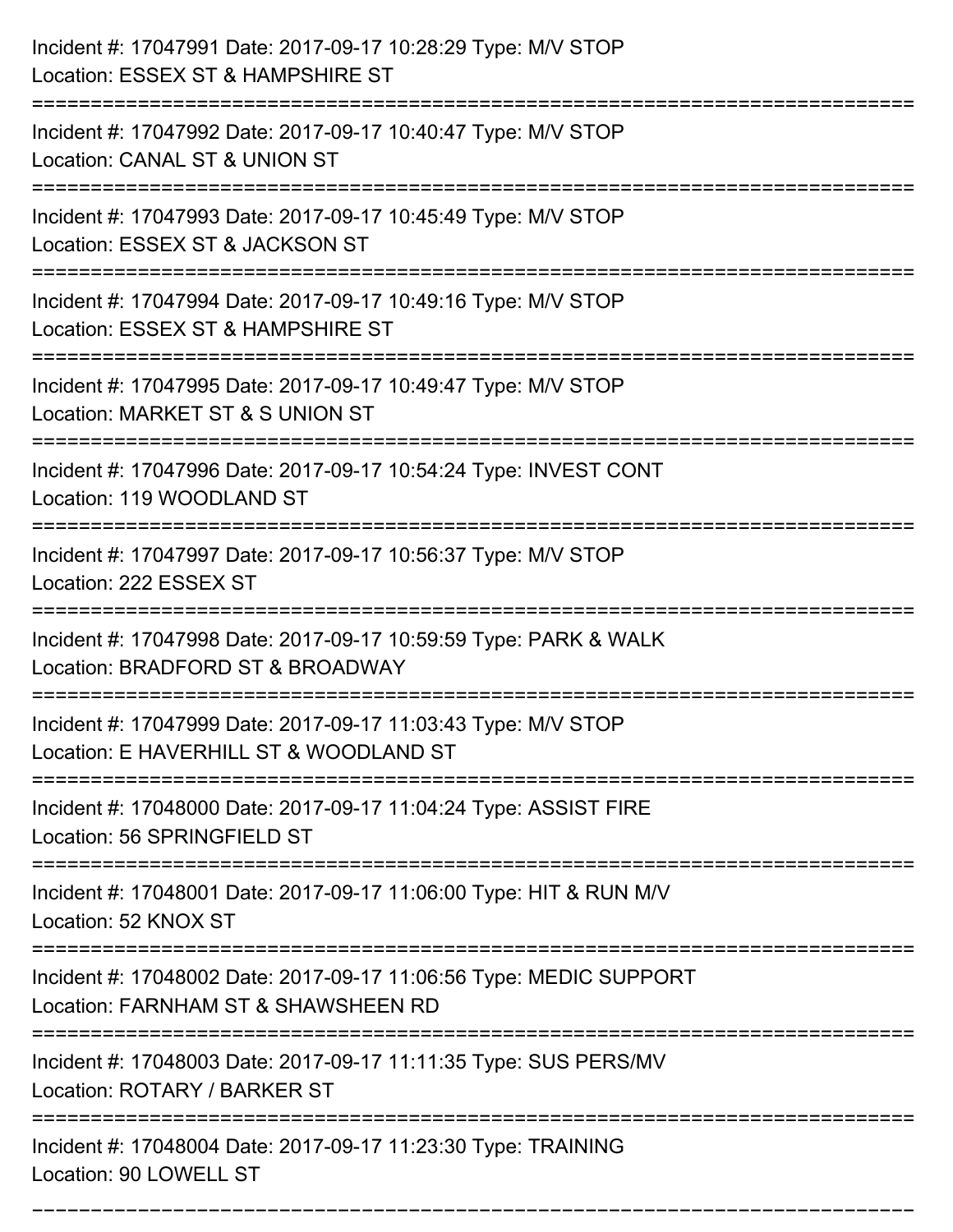Incident #: 17047991 Date: 2017-09-17 10:28:29 Type: M/V STOP
Location: ESSEX ST & HAMPSHIRE ST

===========================================================================

Incident #: 17047992 Date: 2017-09-17 10:40:47 Type: M/V STOP
Location: CANAL ST & UNION ST

===========================================================================

Incident #: 17047993 Date: 2017-09-17 10:45:49 Type: M/V STOP
Location: ESSEX ST & JACKSON ST

===========================================================================

Incident #: 17047994 Date: 2017-09-17 10:49:16 Type: M/V STOP
Location: ESSEX ST & HAMPSHIRE ST

===========================================================================

Incident #: 17047995 Date: 2017-09-17 10:49:47 Type: M/V STOP
Location: MARKET ST & S UNION ST

===========================================================================

Incident #: 17047996 Date: 2017-09-17 10:54:24 Type: INVEST CONT
Location: 119 WOODLAND ST

===========================================================================

Incident #: 17047997 Date: 2017-09-17 10:56:37 Type: M/V STOP
Location: 222 ESSEX ST

===========================================================================

Incident #: 17047998 Date: 2017-09-17 10:59:59 Type: PARK & WALK
Location: BRADFORD ST & BROADWAY

===========================================================================

Incident #: 17047999 Date: 2017-09-17 11:03:43 Type: M/V STOP
Location: E HAVERHILL ST & WOODLAND ST

===========================================================================

Incident #: 17048000 Date: 2017-09-17 11:04:24 Type: ASSIST FIRE
Location: 56 SPRINGFIELD ST

===========================================================================

Incident #: 17048001 Date: 2017-09-17 11:06:00 Type: HIT & RUN M/V
Location: 52 KNOX ST

===========================================================================

Incident #: 17048002 Date: 2017-09-17 11:06:56 Type: MEDIC SUPPORT
Location: FARNHAM ST & SHAWSHEEN RD

===========================================================================

Incident #: 17048003 Date: 2017-09-17 11:11:35 Type: SUS PERS/MV
Location: ROTARY / BARKER ST

===========================================================================

Incident #: 17048004 Date: 2017-09-17 11:23:30 Type: TRAINING
Location: 90 LOWELL ST

===========================================================================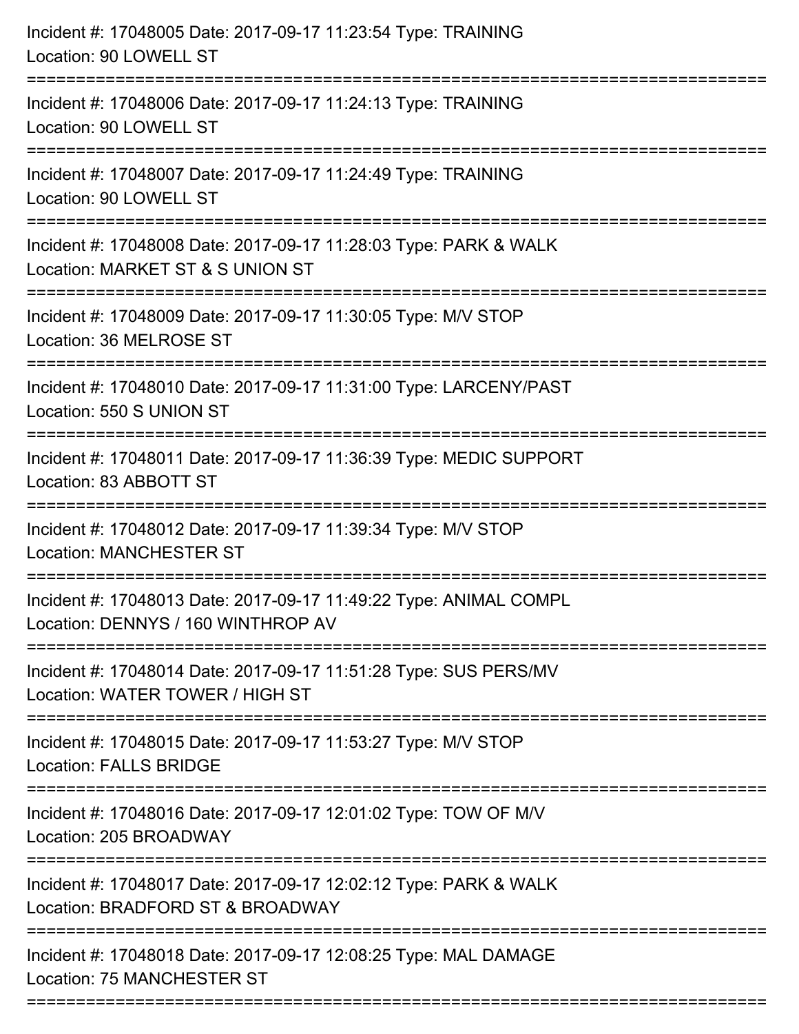Incident #: 17048005 Date: 2017-09-17 11:23:54 Type: TRAINING
Location: 90 LOWELL ST

===========================================================================

Incident #: 17048006 Date: 2017-09-17 11:24:13 Type: TRAINING
Location: 90 LOWELL ST

===========================================================================

Incident #: 17048007 Date: 2017-09-17 11:24:49 Type: TRAINING
Location: 90 LOWELL ST

===========================================================================

Incident #: 17048008 Date: 2017-09-17 11:28:03 Type: PARK & WALK
Location: MARKET ST & S UNION ST

===========================================================================

Incident #: 17048009 Date: 2017-09-17 11:30:05 Type: M/V STOP
Location: 36 MELROSE ST

===========================================================================

Incident #: 17048010 Date: 2017-09-17 11:31:00 Type: LARCENY/PAST
Location: 550 S UNION ST

===========================================================================

Incident #: 17048011 Date: 2017-09-17 11:36:39 Type: MEDIC SUPPORT
Location: 83 ABBOTT ST

===========================================================================

Incident #: 17048012 Date: 2017-09-17 11:39:34 Type: M/V STOP
Location: MANCHESTER ST

===========================================================================

Incident #: 17048013 Date: 2017-09-17 11:49:22 Type: ANIMAL COMPL
Location: DENNYS / 160 WINTHROP AV

===========================================================================

Incident #: 17048014 Date: 2017-09-17 11:51:28 Type: SUS PERS/MV
Location: WATER TOWER / HIGH ST

===========================================================================

Incident #: 17048015 Date: 2017-09-17 11:53:27 Type: M/V STOP
Location: FALLS BRIDGE

===========================================================================

Incident #: 17048016 Date: 2017-09-17 12:01:02 Type: TOW OF M/V
Location: 205 BROADWAY

===========================================================================

Incident #: 17048017 Date: 2017-09-17 12:02:12 Type: PARK & WALK
Location: BRADFORD ST & BROADWAY

===========================================================================

Incident #: 17048018 Date: 2017-09-17 12:08:25 Type: MAL DAMAGE
Location: 75 MANCHESTER ST

===========================================================================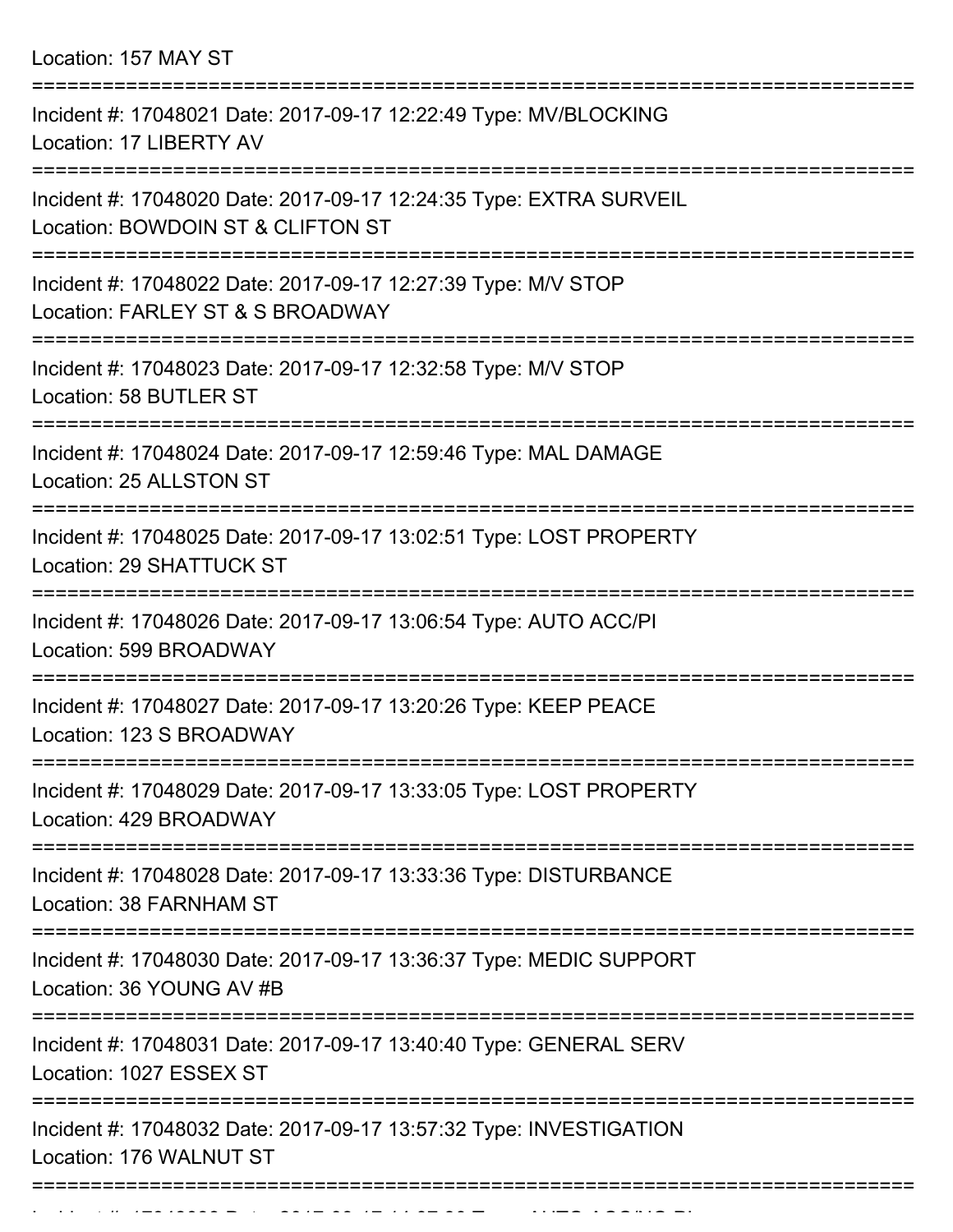Location: 157 MAY ST

===========================================================================

Incident #: 17048021 Date: 2017-09-17 12:22:49 Type: MV/BLOCKING
Location: 17 LIBERTY AV

===========================================================================

Incident #: 17048020 Date: 2017-09-17 12:24:35 Type: EXTRA SURVEIL
Location: BOWDOIN ST & CLIFTON ST

===========================================================================

Incident #: 17048022 Date: 2017-09-17 12:27:39 Type: M/V STOP
Location: FARLEY ST & S BROADWAY

===========================================================================

Incident #: 17048023 Date: 2017-09-17 12:32:58 Type: M/V STOP
Location: 58 BUTLER ST

===========================================================================

Incident #: 17048024 Date: 2017-09-17 12:59:46 Type: MAL DAMAGE
Location: 25 ALLSTON ST

===========================================================================

Incident #: 17048025 Date: 2017-09-17 13:02:51 Type: LOST PROPERTY
Location: 29 SHATTUCK ST

===========================================================================

Incident #: 17048026 Date: 2017-09-17 13:06:54 Type: AUTO ACC/PI
Location: 599 BROADWAY

===========================================================================

Incident #: 17048027 Date: 2017-09-17 13:20:26 Type: KEEP PEACE
Location: 123 S BROADWAY

===========================================================================

Incident #: 17048029 Date: 2017-09-17 13:33:05 Type: LOST PROPERTY
Location: 429 BROADWAY

===========================================================================

Incident #: 17048028 Date: 2017-09-17 13:33:36 Type: DISTURBANCE
Location: 38 FARNHAM ST

===========================================================================

Incident #: 17048030 Date: 2017-09-17 13:36:37 Type: MEDIC SUPPORT
Location: 36 YOUNG AV #B

===========================================================================

Incident #: 17048031 Date: 2017-09-17 13:40:40 Type: GENERAL SERV
Location: 1027 ESSEX ST

===========================================================================

Incident #: 17048032 Date: 2017-09-17 13:57:32 Type: INVESTIGATION
Location: 176 WALNUT ST

===========================================================================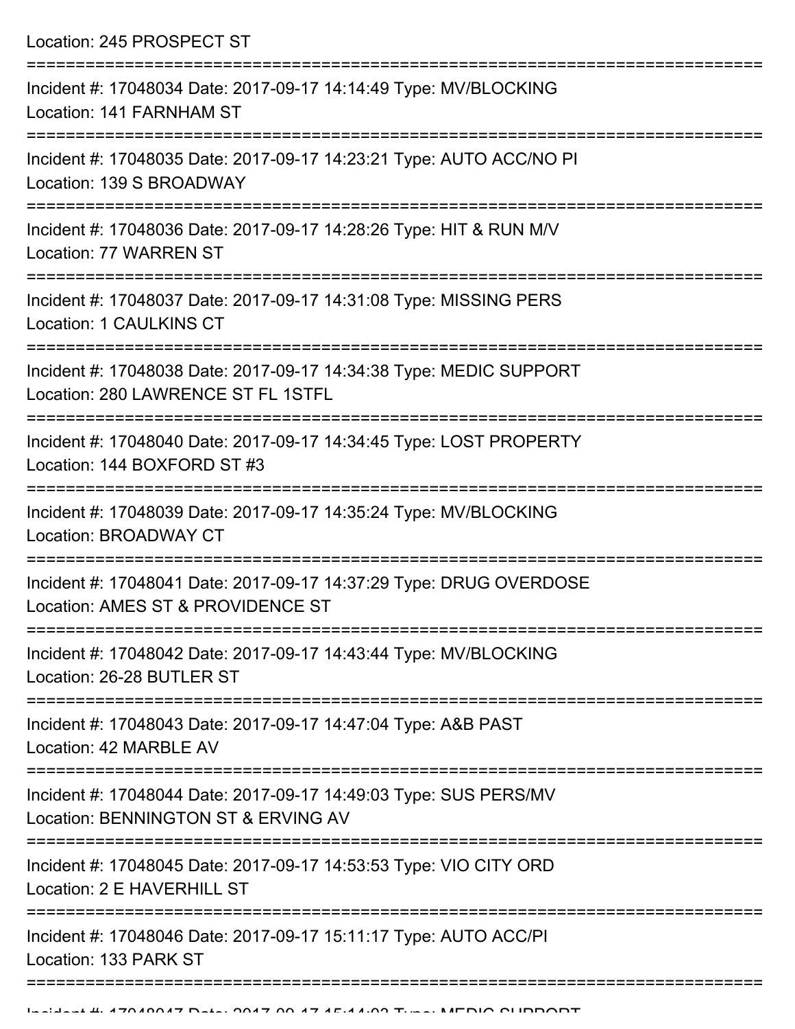Location: 245 PROSPECT ST

===========================================================================

Incident #: 17048034 Date: 2017-09-17 14:14:49 Type: MV/BLOCKING
Location: 141 FARNHAM ST

===========================================================================

Incident #: 17048035 Date: 2017-09-17 14:23:21 Type: AUTO ACC/NO PI
Location: 139 S BROADWAY

===========================================================================

Incident #: 17048036 Date: 2017-09-17 14:28:26 Type: HIT & RUN M/V
Location: 77 WARREN ST

===========================================================================

Incident #: 17048037 Date: 2017-09-17 14:31:08 Type: MISSING PERS
Location: 1 CAULKINS CT

===========================================================================

Incident #: 17048038 Date: 2017-09-17 14:34:38 Type: MEDIC SUPPORT
Location: 280 LAWRENCE ST FL 1STFL

===========================================================================

Incident #: 17048040 Date: 2017-09-17 14:34:45 Type: LOST PROPERTY
Location: 144 BOXFORD ST #3

===========================================================================

Incident #: 17048039 Date: 2017-09-17 14:35:24 Type: MV/BLOCKING
Location: BROADWAY CT

===========================================================================

Incident #: 17048041 Date: 2017-09-17 14:37:29 Type: DRUG OVERDOSE
Location: AMES ST & PROVIDENCE ST

===========================================================================

Incident #: 17048042 Date: 2017-09-17 14:43:44 Type: MV/BLOCKING
Location: 26-28 BUTLER ST

===========================================================================

Incident #: 17048043 Date: 2017-09-17 14:47:04 Type: A&B PAST
Location: 42 MARBLE AV

===========================================================================

Incident #: 17048044 Date: 2017-09-17 14:49:03 Type: SUS PERS/MV
Location: BENNINGTON ST & ERVING AV

===========================================================================

Incident #: 17048045 Date: 2017-09-17 14:53:53 Type: VIO CITY ORD
Location: 2 E HAVERHILL ST

===========================================================================

Incident #: 17048046 Date: 2017-09-17 15:11:17 Type: AUTO ACC/PI
Location: 133 PARK ST

===========================================================================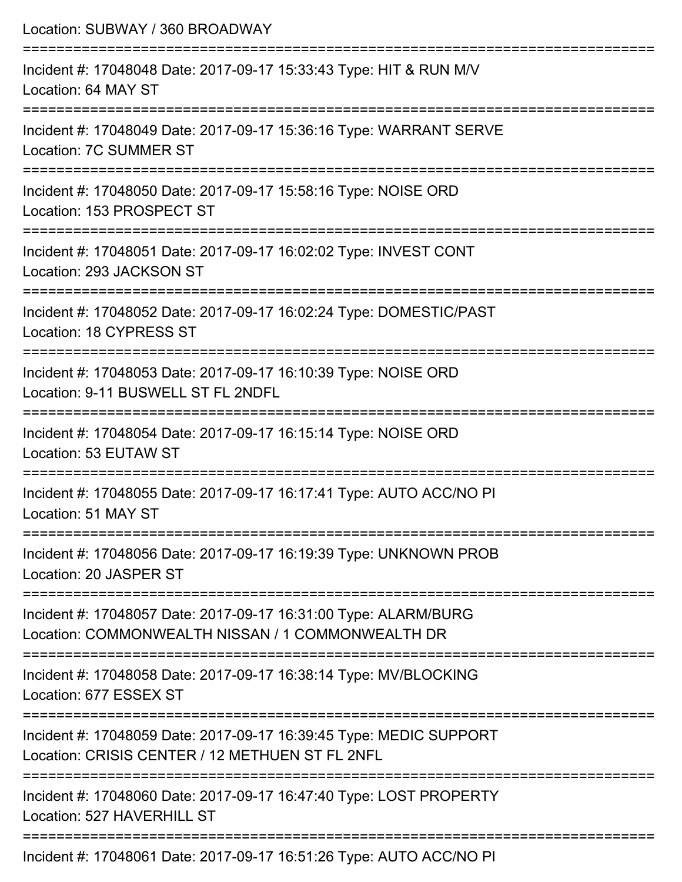Location: SUBWAY / 360 BROADWAY

===========================================================================

Incident #: 17048048 Date: 2017-09-17 15:33:43 Type: HIT & RUN M/V
Location: 64 MAY ST

===========================================================================

Incident #: 17048049 Date: 2017-09-17 15:36:16 Type: WARRANT SERVE
Location: 7C SUMMER ST

===========================================================================

Incident #: 17048050 Date: 2017-09-17 15:58:16 Type: NOISE ORD
Location: 153 PROSPECT ST

===========================================================================

Incident #: 17048051 Date: 2017-09-17 16:02:02 Type: INVEST CONT
Location: 293 JACKSON ST

===========================================================================

Incident #: 17048052 Date: 2017-09-17 16:02:24 Type: DOMESTIC/PAST
Location: 18 CYPRESS ST

===========================================================================

Incident #: 17048053 Date: 2017-09-17 16:10:39 Type: NOISE ORD
Location: 9-11 BUSWELL ST FL 2NDFL

===========================================================================

Incident #: 17048054 Date: 2017-09-17 16:15:14 Type: NOISE ORD
Location: 53 EUTAW ST

===========================================================================

Incident #: 17048055 Date: 2017-09-17 16:17:41 Type: AUTO ACC/NO PI
Location: 51 MAY ST

===========================================================================

Incident #: 17048056 Date: 2017-09-17 16:19:39 Type: UNKNOWN PROB
Location: 20 JASPER ST

===========================================================================

Incident #: 17048057 Date: 2017-09-17 16:31:00 Type: ALARM/BURG
Location: COMMONWEALTH NISSAN / 1 COMMONWEALTH DR

===========================================================================

Incident #: 17048058 Date: 2017-09-17 16:38:14 Type: MV/BLOCKING
Location: 677 ESSEX ST

===========================================================================

Incident #: 17048059 Date: 2017-09-17 16:39:45 Type: MEDIC SUPPORT
Location: CRISIS CENTER / 12 METHUEN ST FL 2NFL

===========================================================================

Incident #: 17048060 Date: 2017-09-17 16:47:40 Type: LOST PROPERTY
Location: 527 HAVERHILL ST

===========================================================================

Incident #: 17048061 Date: 2017-09-17 16:51:26 Type: AUTO ACC/NO PI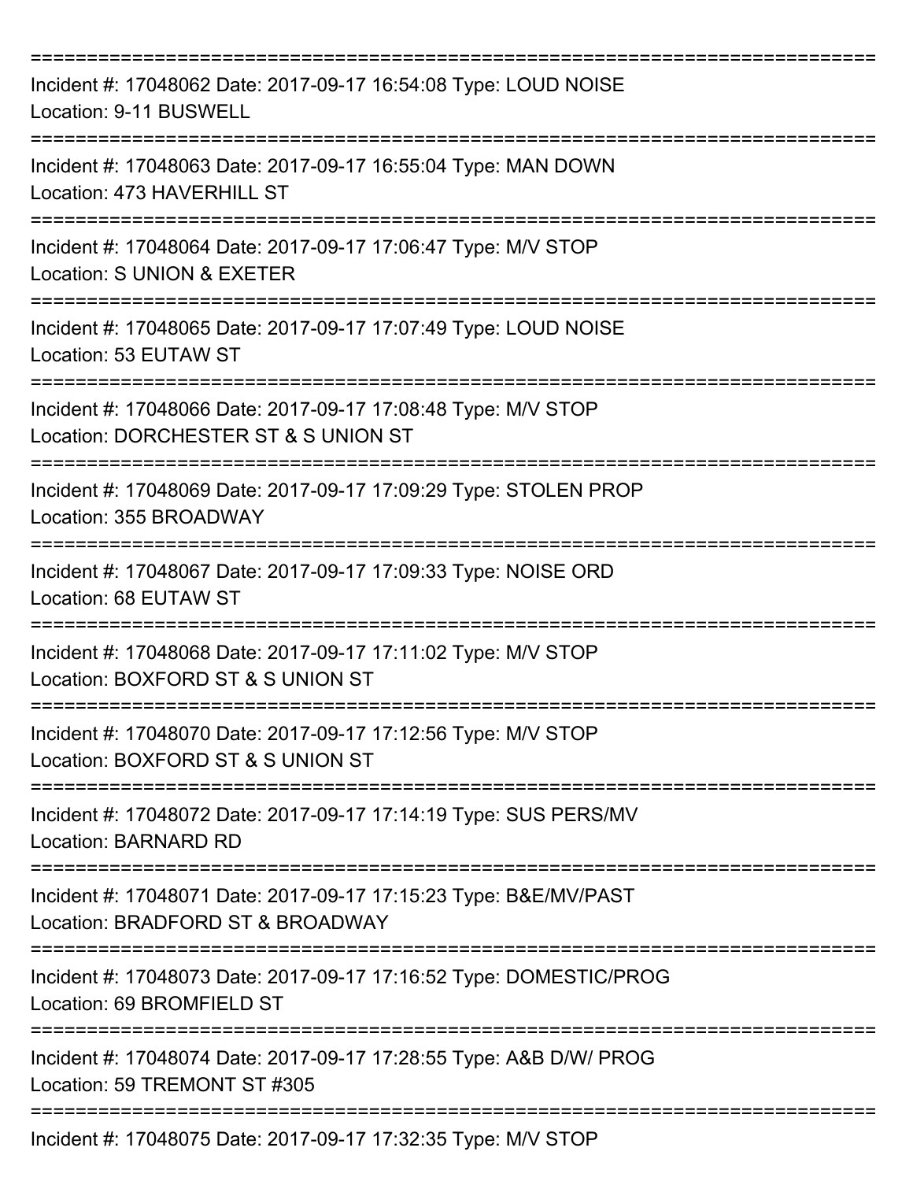===========================================================================

Incident #: 17048062 Date: 2017-09-17 16:54:08 Type: LOUD NOISE
Location: 9-11 BUSWELL

===========================================================================

Incident #: 17048063 Date: 2017-09-17 16:55:04 Type: MAN DOWN
Location: 473 HAVERHILL ST

===========================================================================

Incident #: 17048064 Date: 2017-09-17 17:06:47 Type: M/V STOP
Location: S UNION & EXETER

===========================================================================

Incident #: 17048065 Date: 2017-09-17 17:07:49 Type: LOUD NOISE
Location: 53 EUTAW ST

===========================================================================

Incident #: 17048066 Date: 2017-09-17 17:08:48 Type: M/V STOP
Location: DORCHESTER ST & S UNION ST

===========================================================================

Incident #: 17048069 Date: 2017-09-17 17:09:29 Type: STOLEN PROP
Location: 355 BROADWAY

===========================================================================

Incident #: 17048067 Date: 2017-09-17 17:09:33 Type: NOISE ORD
Location: 68 EUTAW ST

===========================================================================

Incident #: 17048068 Date: 2017-09-17 17:11:02 Type: M/V STOP
Location: BOXFORD ST & S UNION ST

===========================================================================

Incident #: 17048070 Date: 2017-09-17 17:12:56 Type: M/V STOP
Location: BOXFORD ST & S UNION ST

===========================================================================

Incident #: 17048072 Date: 2017-09-17 17:14:19 Type: SUS PERS/MV
Location: BARNARD RD

===========================================================================

Incident #: 17048071 Date: 2017-09-17 17:15:23 Type: B&E/MV/PAST
Location: BRADFORD ST & BROADWAY

===========================================================================

Incident #: 17048073 Date: 2017-09-17 17:16:52 Type: DOMESTIC/PROG
Location: 69 BROMFIELD ST

===========================================================================

Incident #: 17048074 Date: 2017-09-17 17:28:55 Type: A&B D/W/ PROG
Location: 59 TREMONT ST #305

===========================================================================

Incident #: 17048075 Date: 2017-09-17 17:32:35 Type: M/V STOP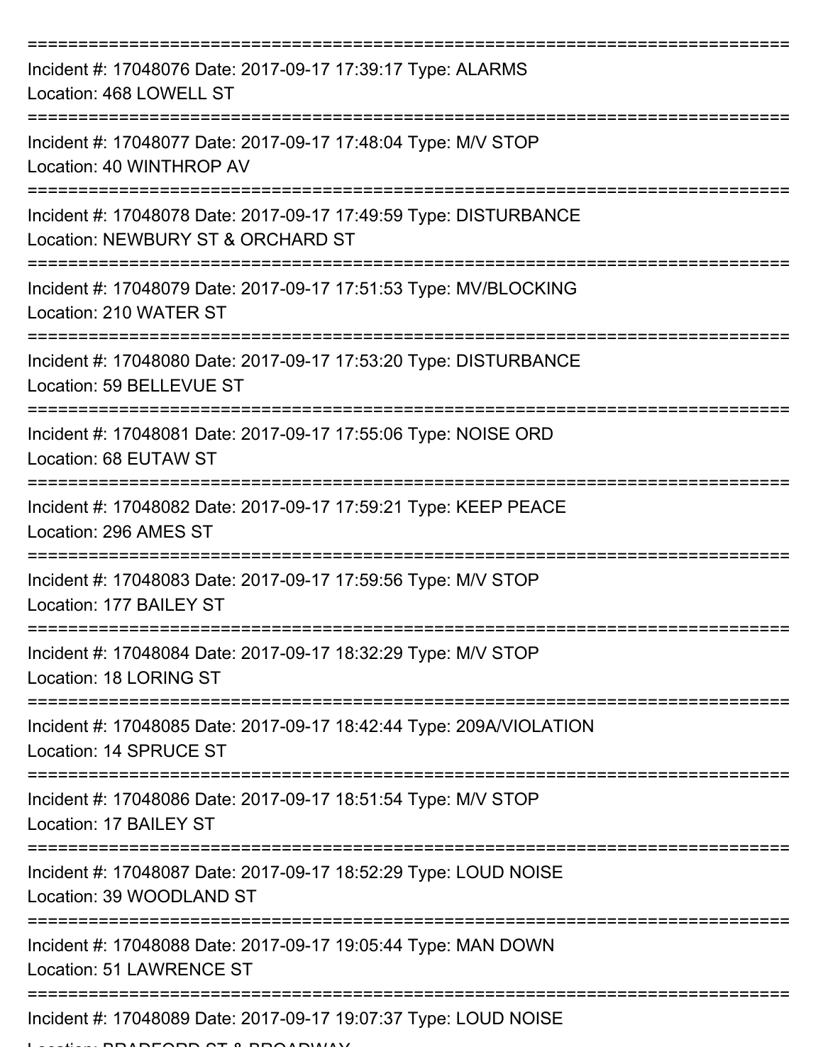===========================================================================

Incident #: 17048076 Date: 2017-09-17 17:39:17 Type: ALARMS
Location: 468 LOWELL ST

===========================================================================

Incident #: 17048077 Date: 2017-09-17 17:48:04 Type: M/V STOP
Location: 40 WINTHROP AV

===========================================================================

Incident #: 17048078 Date: 2017-09-17 17:49:59 Type: DISTURBANCE
Location: NEWBURY ST & ORCHARD ST

===========================================================================

Incident #: 17048079 Date: 2017-09-17 17:51:53 Type: MV/BLOCKING
Location: 210 WATER ST

===========================================================================

Incident #: 17048080 Date: 2017-09-17 17:53:20 Type: DISTURBANCE
Location: 59 BELLEVUE ST

===========================================================================

Incident #: 17048081 Date: 2017-09-17 17:55:06 Type: NOISE ORD
Location: 68 EUTAW ST

===========================================================================

Incident #: 17048082 Date: 2017-09-17 17:59:21 Type: KEEP PEACE
Location: 296 AMES ST

===========================================================================

Incident #: 17048083 Date: 2017-09-17 17:59:56 Type: M/V STOP
Location: 177 BAILEY ST

===========================================================================

Incident #: 17048084 Date: 2017-09-17 18:32:29 Type: M/V STOP
Location: 18 LORING ST

===========================================================================

Incident #: 17048085 Date: 2017-09-17 18:42:44 Type: 209A/VIOLATION
Location: 14 SPRUCE ST

===========================================================================

Incident #: 17048086 Date: 2017-09-17 18:51:54 Type: M/V STOP
Location: 17 BAILEY ST

===========================================================================

Incident #: 17048087 Date: 2017-09-17 18:52:29 Type: LOUD NOISE
Location: 39 WOODLAND ST

===========================================================================

Incident #: 17048088 Date: 2017-09-17 19:05:44 Type: MAN DOWN
Location: 51 LAWRENCE ST

===========================================================================

Incident #: 17048089 Date: 2017-09-17 19:07:37 Type: LOUD NOISE
Location: BRADFORD ST & BROADWAY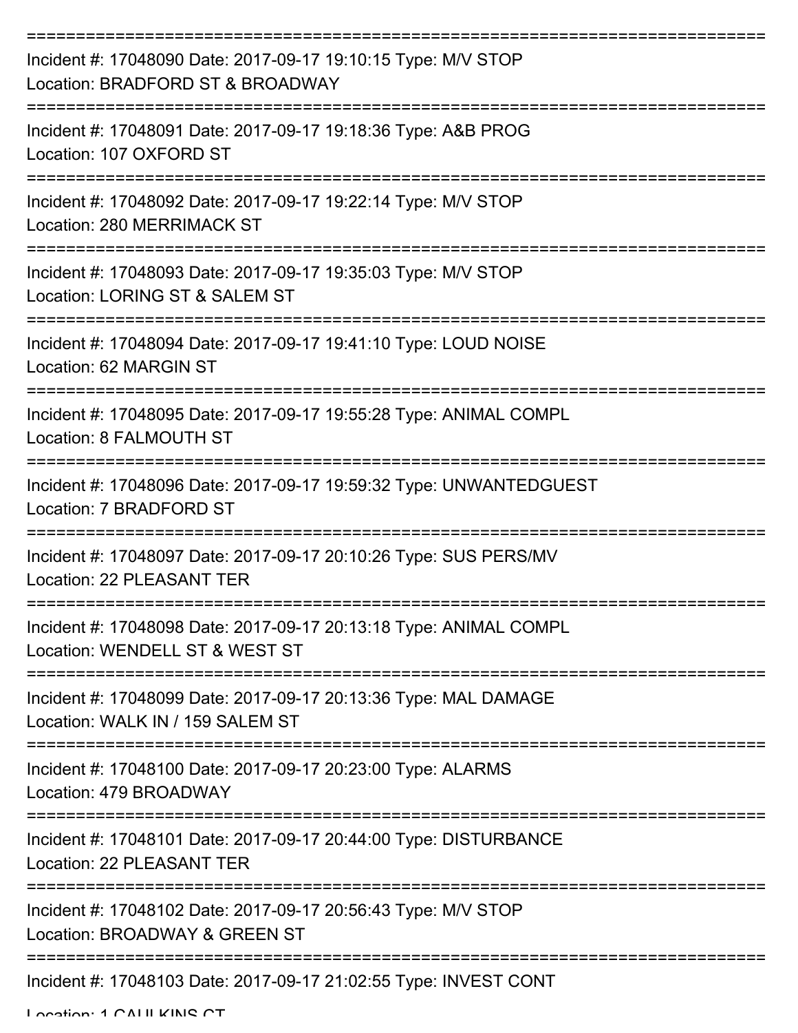===========================================================================

Incident #: 17048090 Date: 2017-09-17 19:10:15 Type: M/V STOP
Location: BRADFORD ST & BROADWAY

===========================================================================

Incident #: 17048091 Date: 2017-09-17 19:18:36 Type: A&B PROG
Location: 107 OXFORD ST

===========================================================================

Incident #: 17048092 Date: 2017-09-17 19:22:14 Type: M/V STOP
Location: 280 MERRIMACK ST

===========================================================================

Incident #: 17048093 Date: 2017-09-17 19:35:03 Type: M/V STOP
Location: LORING ST & SALEM ST

===========================================================================

Incident #: 17048094 Date: 2017-09-17 19:41:10 Type: LOUD NOISE
Location: 62 MARGIN ST

===========================================================================

Incident #: 17048095 Date: 2017-09-17 19:55:28 Type: ANIMAL COMPL
Location: 8 FALMOUTH ST

===========================================================================

Incident #: 17048096 Date: 2017-09-17 19:59:32 Type: UNWANTEDGUEST
Location: 7 BRADFORD ST

===========================================================================

Incident #: 17048097 Date: 2017-09-17 20:10:26 Type: SUS PERS/MV
Location: 22 PLEASANT TER

===========================================================================

Incident #: 17048098 Date: 2017-09-17 20:13:18 Type: ANIMAL COMPL
Location: WENDELL ST & WEST ST

===========================================================================

Incident #: 17048099 Date: 2017-09-17 20:13:36 Type: MAL DAMAGE
Location: WALK IN / 159 SALEM ST

===========================================================================

Incident #: 17048100 Date: 2017-09-17 20:23:00 Type: ALARMS
Location: 479 BROADWAY

===========================================================================

Incident #: 17048101 Date: 2017-09-17 20:44:00 Type: DISTURBANCE
Location: 22 PLEASANT TER

===========================================================================

Incident #: 17048102 Date: 2017-09-17 20:56:43 Type: M/V STOP
Location: BROADWAY & GREEN ST

===========================================================================

Incident #: 17048103 Date: 2017-09-17 21:02:55 Type: INVEST CONT
Location: 1 CAULKINS CT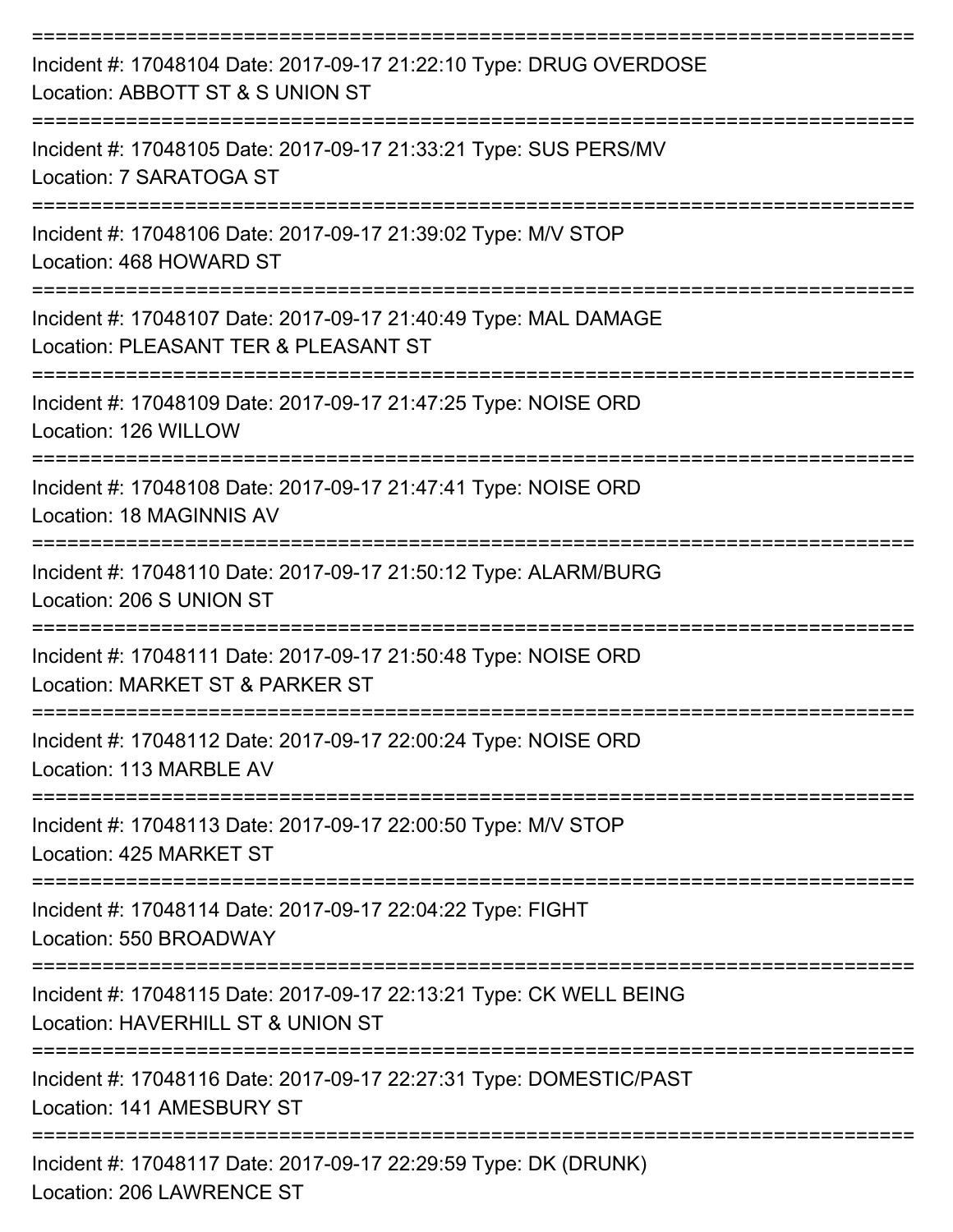===========================================================================

Incident #: 17048104 Date: 2017-09-17 21:22:10 Type: DRUG OVERDOSE
Location: ABBOTT ST & S UNION ST

===========================================================================

Incident #: 17048105 Date: 2017-09-17 21:33:21 Type: SUS PERS/MV
Location: 7 SARATOGA ST

===========================================================================

Incident #: 17048106 Date: 2017-09-17 21:39:02 Type: M/V STOP
Location: 468 HOWARD ST

===========================================================================

Incident #: 17048107 Date: 2017-09-17 21:40:49 Type: MAL DAMAGE
Location: PLEASANT TER & PLEASANT ST

===========================================================================

Incident #: 17048109 Date: 2017-09-17 21:47:25 Type: NOISE ORD
Location: 126 WILLOW

===========================================================================

Incident #: 17048108 Date: 2017-09-17 21:47:41 Type: NOISE ORD
Location: 18 MAGINNIS AV

===========================================================================

Incident #: 17048110 Date: 2017-09-17 21:50:12 Type: ALARM/BURG
Location: 206 S UNION ST

===========================================================================

Incident #: 17048111 Date: 2017-09-17 21:50:48 Type: NOISE ORD
Location: MARKET ST & PARKER ST

===========================================================================

Incident #: 17048112 Date: 2017-09-17 22:00:24 Type: NOISE ORD
Location: 113 MARBLE AV

===========================================================================

Incident #: 17048113 Date: 2017-09-17 22:00:50 Type: M/V STOP
Location: 425 MARKET ST

===========================================================================

Incident #: 17048114 Date: 2017-09-17 22:04:22 Type: FIGHT
Location: 550 BROADWAY

===========================================================================

Incident #: 17048115 Date: 2017-09-17 22:13:21 Type: CK WELL BEING
Location: HAVERHILL ST & UNION ST

===========================================================================

Incident #: 17048116 Date: 2017-09-17 22:27:31 Type: DOMESTIC/PAST
Location: 141 AMESBURY ST

===========================================================================

Incident #: 17048117 Date: 2017-09-17 22:29:59 Type: DK (DRUNK)
Location: 206 LAWRENCE ST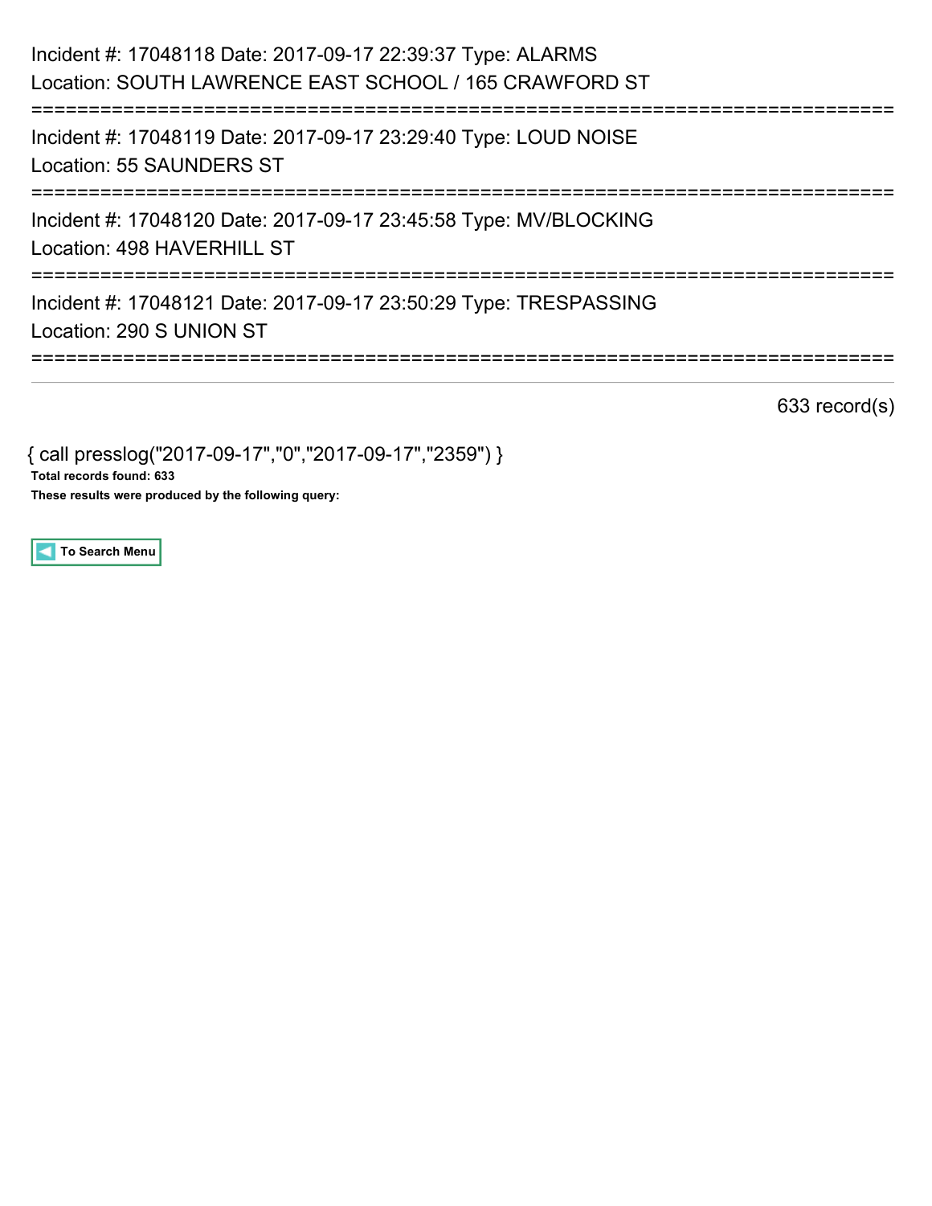Incident #: 17048118 Date: 2017-09-17 22:39:37 Type: ALARMS
Location: SOUTH LAWRENCE EAST SCHOOL / 165 CRAWFORD ST

===========================================================================

Incident #: 17048119 Date: 2017-09-17 23:29:40 Type: LOUD NOISE
Location: 55 SAUNDERS ST

===========================================================================

Incident #: 17048120 Date: 2017-09-17 23:45:58 Type: MV/BLOCKING
Location: 498 HAVERHILL ST

===========================================================================

Incident #: 17048121 Date: 2017-09-17 23:50:29 Type: TRESPASSING
Location: 290 S UNION ST

===========================================================================

---

633 record(s)

{ call presslog("2017-09-17","0","2017-09-17","2359") }

**Total records found: 633**

**These results were produced by the following query:**

**To Search Menu**